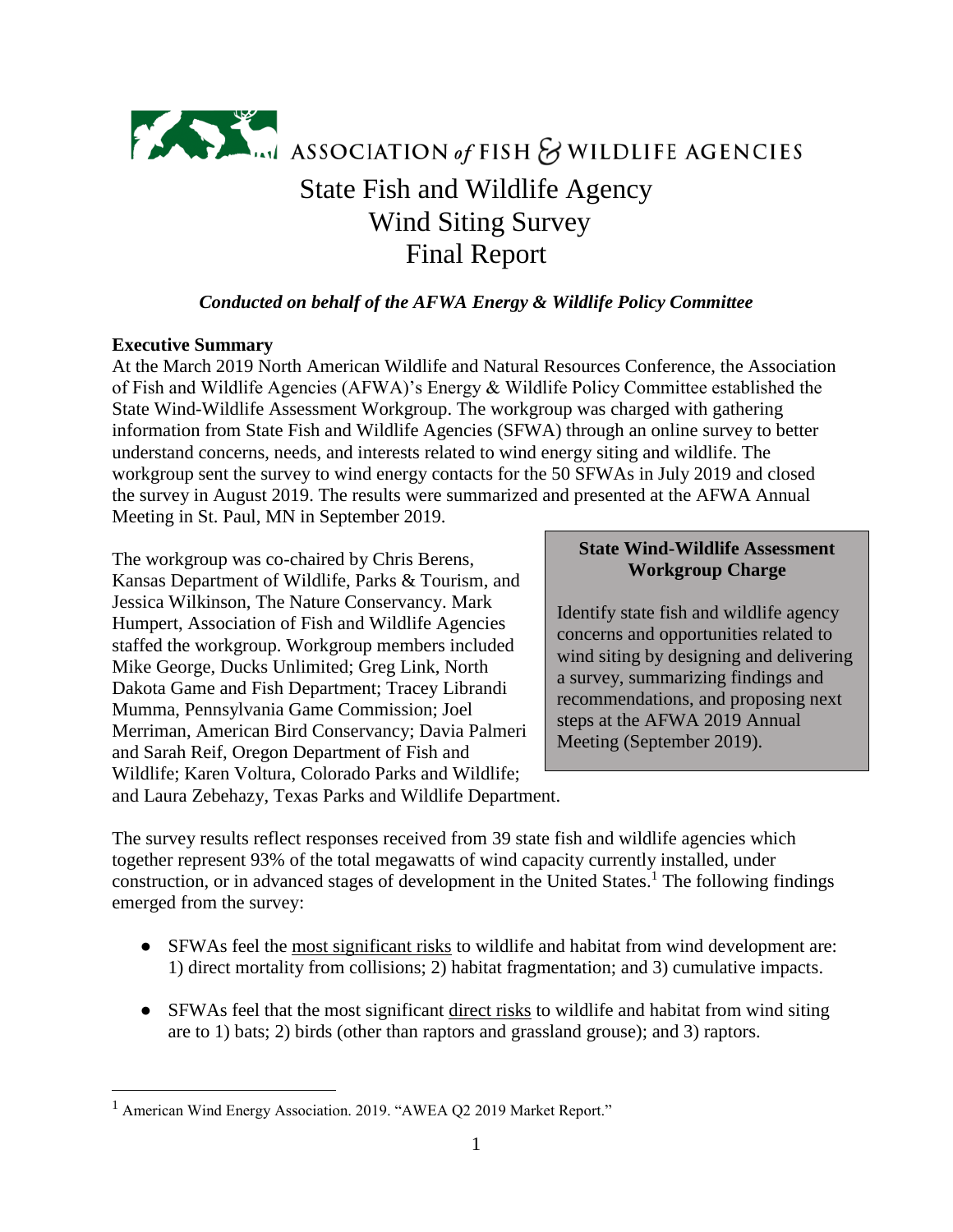ASSOCIATION of FISH & WILDLIFE AGENCIES

# State Fish and Wildlife Agency Wind Siting Survey Final Report

***Conducted on behalf of the AFWA Energy & Wildlife Policy Committee***

## Executive Summary

At the March 2019 North American Wildlife and Natural Resources Conference, the Association of Fish and Wildlife Agencies (AFWA)'s Energy & Wildlife Policy Committee established the State Wind-Wildlife Assessment Workgroup. The workgroup was charged with gathering information from State Fish and Wildlife Agencies (SFWA) through an online survey to better understand concerns, needs, and interests related to wind energy siting and wildlife. The workgroup sent the survey to wind energy contacts for the 50 SFWAs in July 2019 and closed the survey in August 2019. The results were summarized and presented at the AFWA Annual Meeting in St. Paul, MN in September 2019.

> **State Wind-Wildlife Assessment Workgroup Charge**
>
> Identify state fish and wildlife agency concerns and opportunities related to wind siting by designing and delivering a survey, summarizing findings and recommendations, and proposing next steps at the AFWA 2019 Annual Meeting (September 2019).

The workgroup was co-chaired by Chris Berens, Kansas Department of Wildlife, Parks & Tourism, and Jessica Wilkinson, The Nature Conservancy. Mark Humpert, Association of Fish and Wildlife Agencies staffed the workgroup. Workgroup members included Mike George, Ducks Unlimited; Greg Link, North Dakota Game and Fish Department; Tracey Librandi Mumma, Pennsylvania Game Commission; Joel Merriman, American Bird Conservancy; Davia Palmeri and Sarah Reif, Oregon Department of Fish and Wildlife; Karen Voltura, Colorado Parks and Wildlife; and Laura Zebehazy, Texas Parks and Wildlife Department.

The survey results reflect responses received from 39 state fish and wildlife agencies which together represent 93% of the total megawatts of wind capacity currently installed, under construction, or in advanced stages of development in the United States.[1] The following findings emerged from the survey:

- SFWAs feel the <u>most significant risks</u> to wildlife and habitat from wind development are: 1) direct mortality from collisions; 2) habitat fragmentation; and 3) cumulative impacts.
- SFWAs feel that the most significant <u>direct risks</u> to wildlife and habitat from wind siting are to 1) bats; 2) birds (other than raptors and grassland grouse); and 3) raptors.

---

[1] American Wind Energy Association. 2019. "AWEA Q2 2019 Market Report."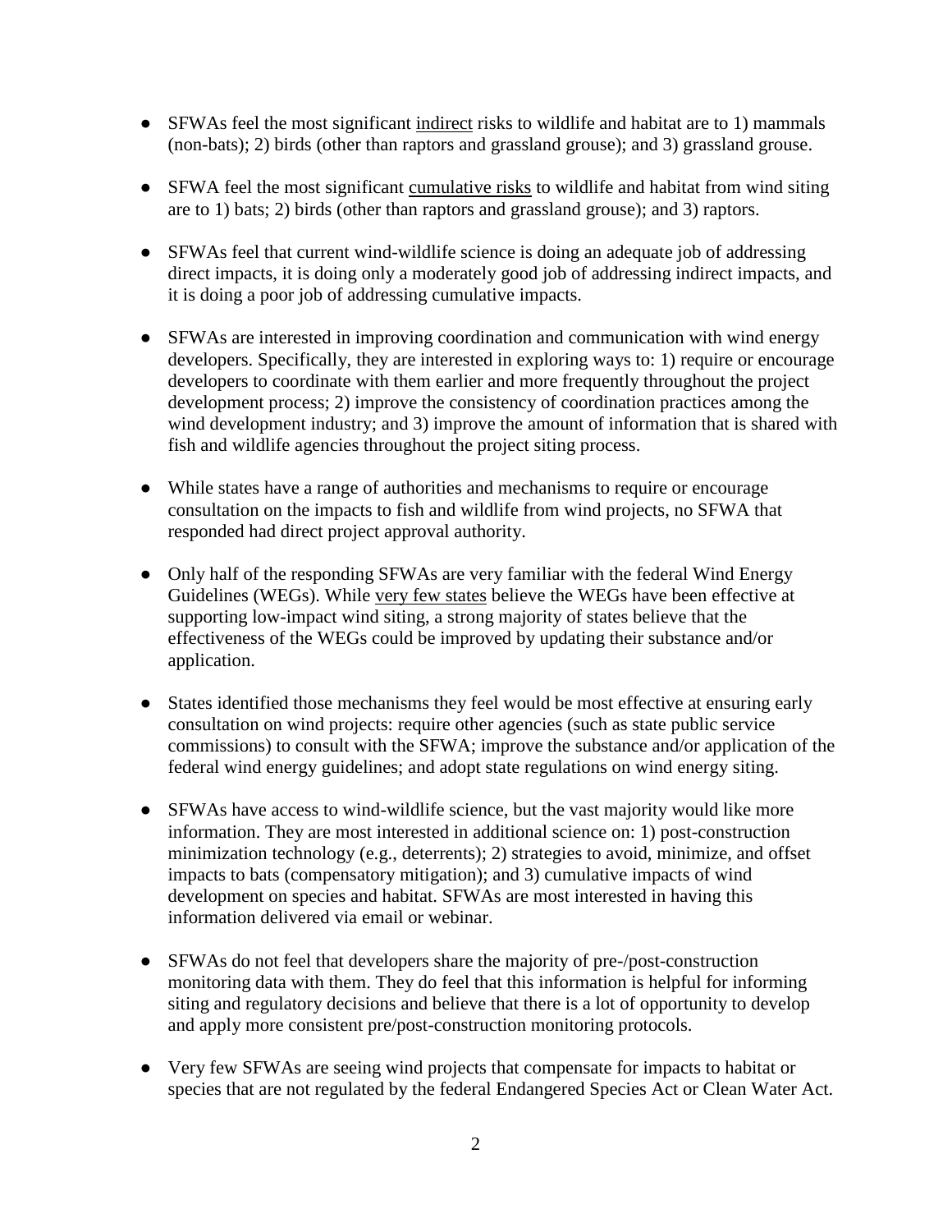- SFWAs feel the most significant <u>indirect</u> risks to wildlife and habitat are to 1) mammals (non-bats); 2) birds (other than raptors and grassland grouse); and 3) grassland grouse.

- SFWA feel the most significant <u>cumulative risks</u> to wildlife and habitat from wind siting are to 1) bats; 2) birds (other than raptors and grassland grouse); and 3) raptors.

- SFWAs feel that current wind-wildlife science is doing an adequate job of addressing direct impacts, it is doing only a moderately good job of addressing indirect impacts, and it is doing a poor job of addressing cumulative impacts.

- SFWAs are interested in improving coordination and communication with wind energy developers. Specifically, they are interested in exploring ways to: 1) require or encourage developers to coordinate with them earlier and more frequently throughout the project development process; 2) improve the consistency of coordination practices among the wind development industry; and 3) improve the amount of information that is shared with fish and wildlife agencies throughout the project siting process.

- While states have a range of authorities and mechanisms to require or encourage consultation on the impacts to fish and wildlife from wind projects, no SFWA that responded had direct project approval authority.

- Only half of the responding SFWAs are very familiar with the federal Wind Energy Guidelines (WEGs). While <u>very few states</u> believe the WEGs have been effective at supporting low-impact wind siting, a strong majority of states believe that the effectiveness of the WEGs could be improved by updating their substance and/or application.

- States identified those mechanisms they feel would be most effective at ensuring early consultation on wind projects: require other agencies (such as state public service commissions) to consult with the SFWA; improve the substance and/or application of the federal wind energy guidelines; and adopt state regulations on wind energy siting.

- SFWAs have access to wind-wildlife science, but the vast majority would like more information. They are most interested in additional science on: 1) post-construction minimization technology (e.g., deterrents); 2) strategies to avoid, minimize, and offset impacts to bats (compensatory mitigation); and 3) cumulative impacts of wind development on species and habitat. SFWAs are most interested in having this information delivered via email or webinar.

- SFWAs do not feel that developers share the majority of pre-/post-construction monitoring data with them. They do feel that this information is helpful for informing siting and regulatory decisions and believe that there is a lot of opportunity to develop and apply more consistent pre/post-construction monitoring protocols.

- Very few SFWAs are seeing wind projects that compensate for impacts to habitat or species that are not regulated by the federal Endangered Species Act or Clean Water Act.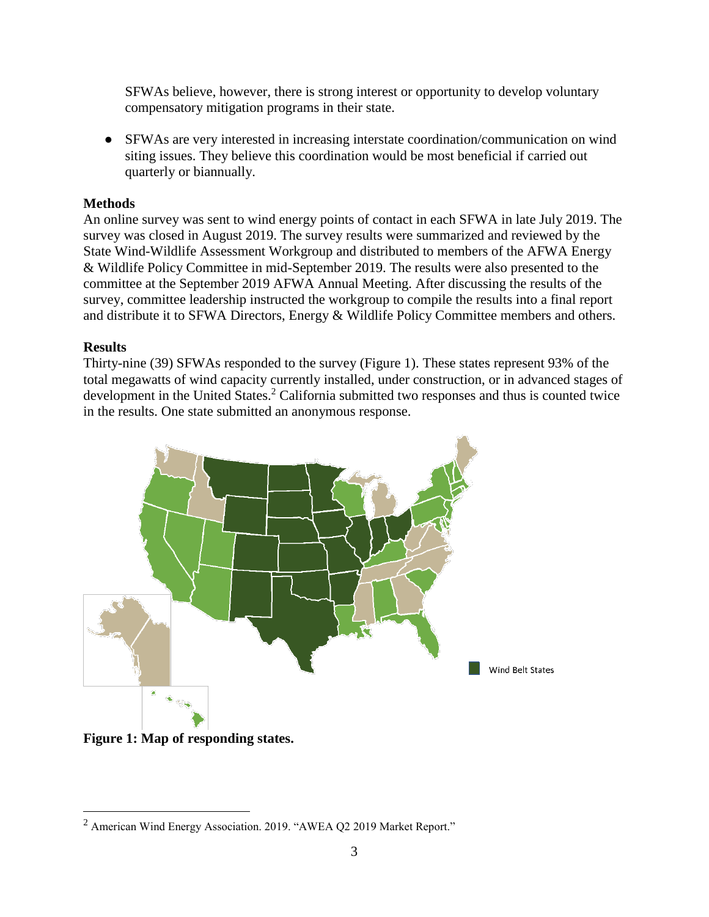SFWAs believe, however, there is strong interest or opportunity to develop voluntary compensatory mitigation programs in their state.

- SFWAs are very interested in increasing interstate coordination/communication on wind siting issues. They believe this coordination would be most beneficial if carried out quarterly or biannually.

**Methods**

An online survey was sent to wind energy points of contact in each SFWA in late July 2019. The survey was closed in August 2019. The survey results were summarized and reviewed by the State Wind-Wildlife Assessment Workgroup and distributed to members of the AFWA Energy & Wildlife Policy Committee in mid-September 2019. The results were also presented to the committee at the September 2019 AFWA Annual Meeting. After discussing the results of the survey, committee leadership instructed the workgroup to compile the results into a final report and distribute it to SFWA Directors, Energy & Wildlife Policy Committee members and others.

**Results**

Thirty-nine (39) SFWAs responded to the survey (Figure 1). These states represent 93% of the total megawatts of wind capacity currently installed, under construction, or in advanced stages of development in the United States.[2] California submitted two responses and thus is counted twice in the results. One state submitted an anonymous response.

Wind Belt States

**Figure 1: Map of responding states.**

[2] American Wind Energy Association. 2019. "AWEA Q2 2019 Market Report."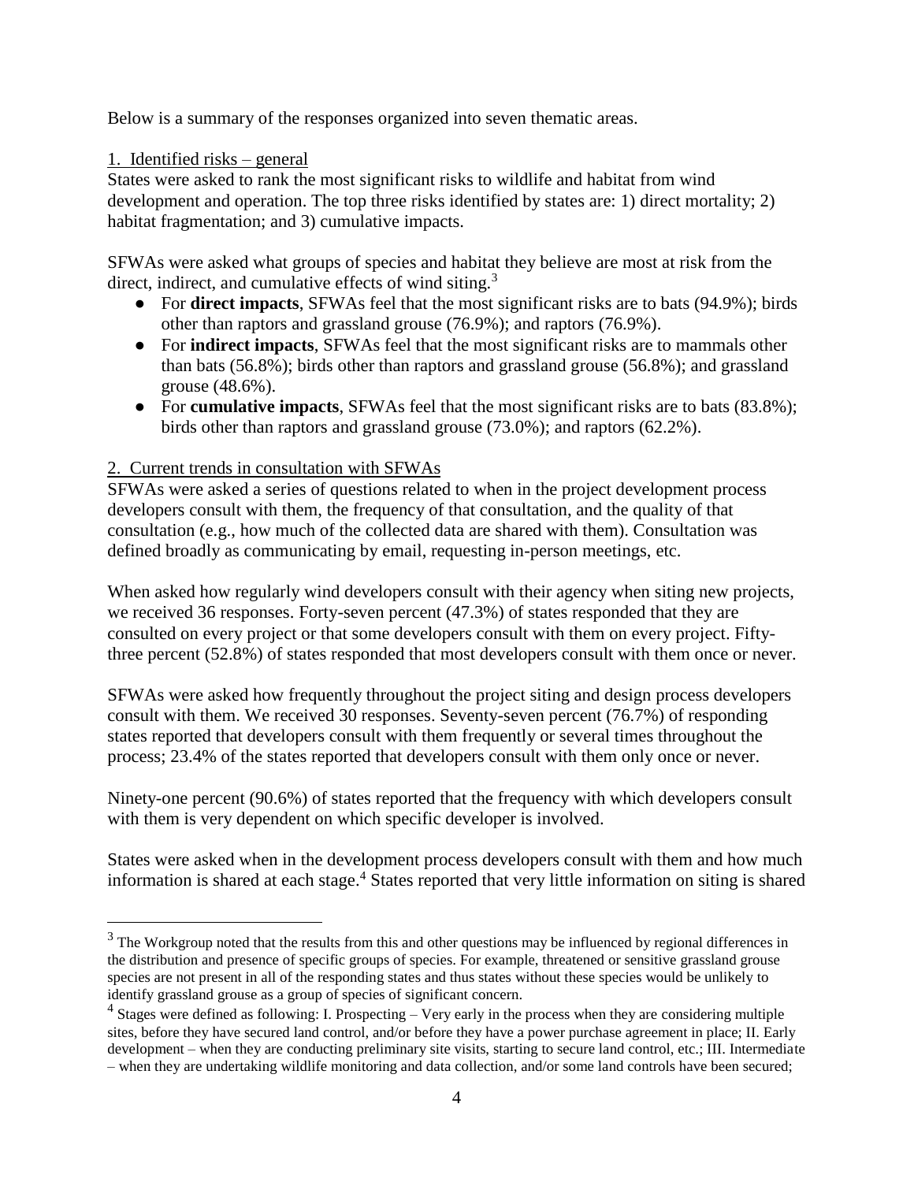Below is a summary of the responses organized into seven thematic areas.

1. Identified risks – general

States were asked to rank the most significant risks to wildlife and habitat from wind development and operation. The top three risks identified by states are: 1) direct mortality; 2) habitat fragmentation; and 3) cumulative impacts.

SFWAs were asked what groups of species and habitat they believe are most at risk from the direct, indirect, and cumulative effects of wind siting.[3]

- For **direct impacts**, SFWAs feel that the most significant risks are to bats (94.9%); birds other than raptors and grassland grouse (76.9%); and raptors (76.9%).
- For **indirect impacts**, SFWAs feel that the most significant risks are to mammals other than bats (56.8%); birds other than raptors and grassland grouse (56.8%); and grassland grouse (48.6%).
- For **cumulative impacts**, SFWAs feel that the most significant risks are to bats (83.8%); birds other than raptors and grassland grouse (73.0%); and raptors (62.2%).

2. Current trends in consultation with SFWAs

SFWAs were asked a series of questions related to when in the project development process developers consult with them, the frequency of that consultation, and the quality of that consultation (e.g., how much of the collected data are shared with them). Consultation was defined broadly as communicating by email, requesting in-person meetings, etc.

When asked how regularly wind developers consult with their agency when siting new projects, we received 36 responses. Forty-seven percent (47.3%) of states responded that they are consulted on every project or that some developers consult with them on every project. Fifty-three percent (52.8%) of states responded that most developers consult with them once or never.

SFWAs were asked how frequently throughout the project siting and design process developers consult with them. We received 30 responses. Seventy-seven percent (76.7%) of responding states reported that developers consult with them frequently or several times throughout the process; 23.4% of the states reported that developers consult with them only once or never.

Ninety-one percent (90.6%) of states reported that the frequency with which developers consult with them is very dependent on which specific developer is involved.

States were asked when in the development process developers consult with them and how much information is shared at each stage.[4] States reported that very little information on siting is shared

[3] The Workgroup noted that the results from this and other questions may be influenced by regional differences in the distribution and presence of specific groups of species. For example, threatened or sensitive grassland grouse species are not present in all of the responding states and thus states without these species would be unlikely to identify grassland grouse as a group of species of significant concern.

[4] Stages were defined as following: I. Prospecting – Very early in the process when they are considering multiple sites, before they have secured land control, and/or before they have a power purchase agreement in place; II. Early development – when they are conducting preliminary site visits, starting to secure land control, etc.; III. Intermediate – when they are undertaking wildlife monitoring and data collection, and/or some land controls have been secured;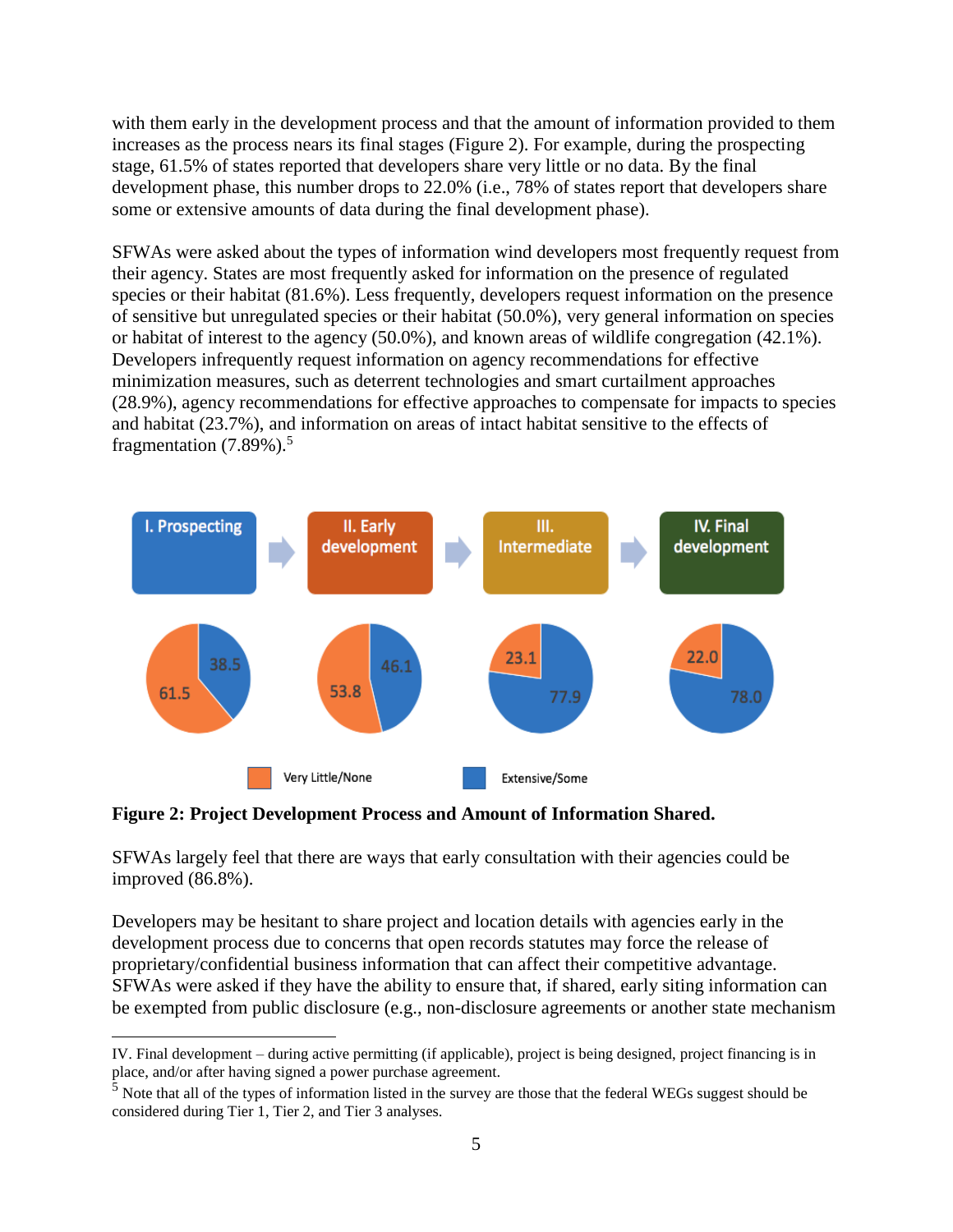with them early in the development process and that the amount of information provided to them increases as the process nears its final stages (Figure 2). For example, during the prospecting stage, 61.5% of states reported that developers share very little or no data. By the final development phase, this number drops to 22.0% (i.e., 78% of states report that developers share some or extensive amounts of data during the final development phase).

SFWAs were asked about the types of information wind developers most frequently request from their agency. States are most frequently asked for information on the presence of regulated species or their habitat (81.6%). Less frequently, developers request information on the presence of sensitive but unregulated species or their habitat (50.0%), very general information on species or habitat of interest to the agency (50.0%), and known areas of wildlife congregation (42.1%). Developers infrequently request information on agency recommendations for effective minimization measures, such as deterrent technologies and smart curtailment approaches (28.9%), agency recommendations for effective approaches to compensate for impacts to species and habitat (23.7%), and information on areas of intact habitat sensitive to the effects of fragmentation (7.89%).[5]

I. Prospecting → II. Early development → III. Intermediate → IV. Final development

| Stage | Very Little/None | Extensive/Some |
|---|---|---|
| I. Prospecting | 61.5 | 38.5 |
| II. Early development | 53.8 | 46.1 |
| III. Intermediate | 23.1 | 77.9 |
| IV. Final development | 22.0 | 78.0 |

**Figure 2: Project Development Process and Amount of Information Shared.**

SFWAs largely feel that there are ways that early consultation with their agencies could be improved (86.8%).

Developers may be hesitant to share project and location details with agencies early in the development process due to concerns that open records statutes may force the release of proprietary/confidential business information that can affect their competitive advantage. SFWAs were asked if they have the ability to ensure that, if shared, early siting information can be exempted from public disclosure (e.g., non-disclosure agreements or another state mechanism

---

IV. Final development – during active permitting (if applicable), project is being designed, project financing is in place, and/or after having signed a power purchase agreement.

[5] Note that all of the types of information listed in the survey are those that the federal WEGs suggest should be considered during Tier 1, Tier 2, and Tier 3 analyses.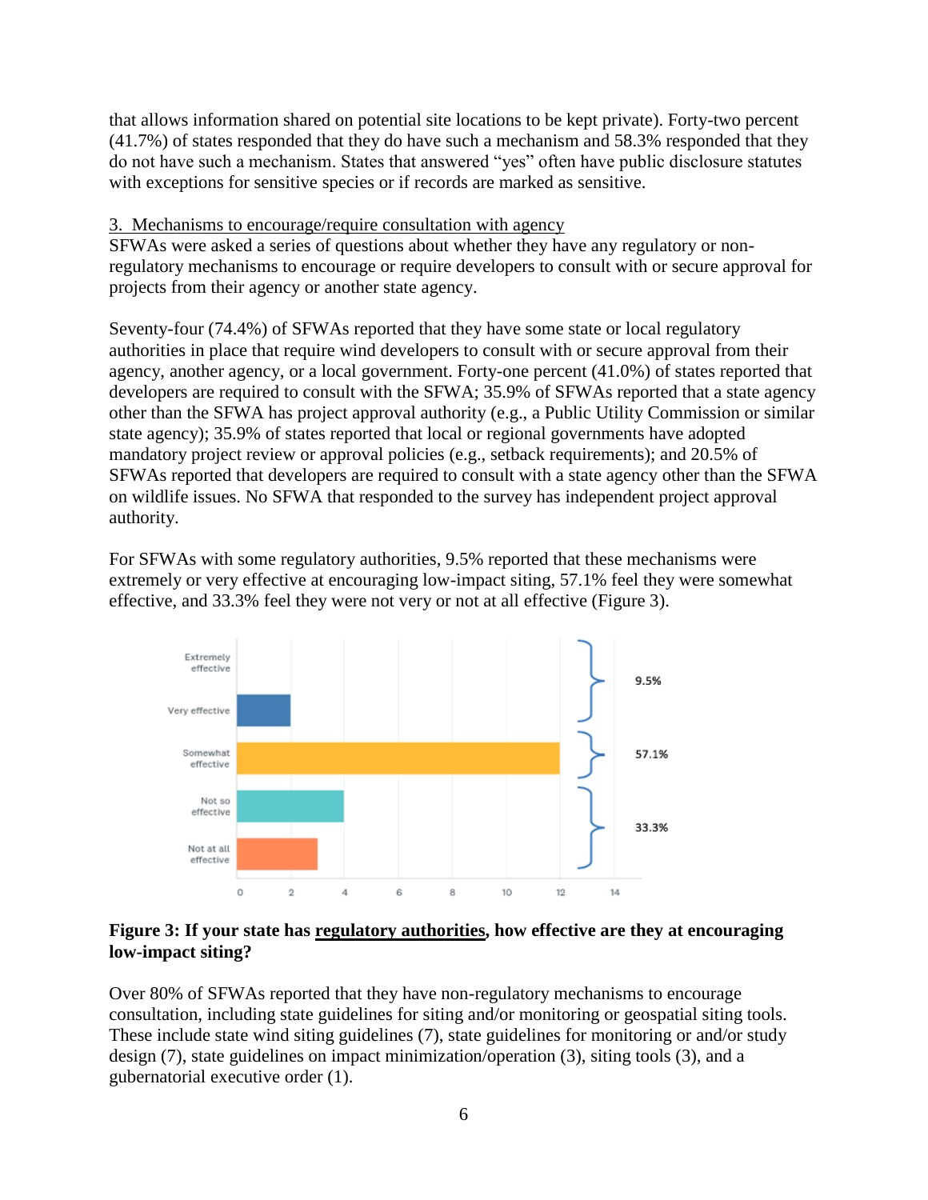that allows information shared on potential site locations to be kept private). Forty-two percent (41.7%) of states responded that they do have such a mechanism and 58.3% responded that they do not have such a mechanism. States that answered "yes" often have public disclosure statutes with exceptions for sensitive species or if records are marked as sensitive.

3. Mechanisms to encourage/require consultation with agency

SFWAs were asked a series of questions about whether they have any regulatory or non-regulatory mechanisms to encourage or require developers to consult with or secure approval for projects from their agency or another state agency.

Seventy-four (74.4%) of SFWAs reported that they have some state or local regulatory authorities in place that require wind developers to consult with or secure approval from their agency, another agency, or a local government. Forty-one percent (41.0%) of states reported that developers are required to consult with the SFWA; 35.9% of SFWAs reported that a state agency other than the SFWA has project approval authority (e.g., a Public Utility Commission or similar state agency); 35.9% of states reported that local or regional governments have adopted mandatory project review or approval policies (e.g., setback requirements); and 20.5% of SFWAs reported that developers are required to consult with a state agency other than the SFWA on wildlife issues. No SFWA that responded to the survey has independent project approval authority.

For SFWAs with some regulatory authorities, 9.5% reported that these mechanisms were extremely or very effective at encouraging low-impact siting, 57.1% feel they were somewhat effective, and 33.3% feel they were not very or not at all effective (Figure 3).

| Response | Count | Grouped % |
|---|---|---|
| Extremely effective | 0 | 9.5% |
| Very effective | 2 | |
| Somewhat effective | 12 | 57.1% |
| Not so effective | 4 | 33.3% |
| Not at all effective | 3 | |

**Figure 3: If your state has regulatory authorities, how effective are they at encouraging low-impact siting?**

Over 80% of SFWAs reported that they have non-regulatory mechanisms to encourage consultation, including state guidelines for siting and/or monitoring or geospatial siting tools. These include state wind siting guidelines (7), state guidelines for monitoring or and/or study design (7), state guidelines on impact minimization/operation (3), siting tools (3), and a gubernatorial executive order (1).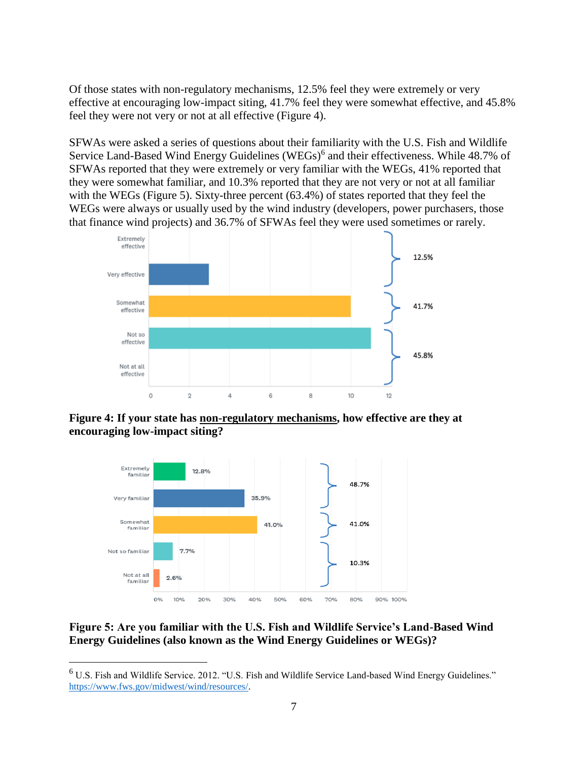Of those states with non-regulatory mechanisms, 12.5% feel they were extremely or very effective at encouraging low-impact siting, 41.7% feel they were somewhat effective, and 45.8% feel they were not very or not at all effective (Figure 4).

SFWAs were asked a series of questions about their familiarity with the U.S. Fish and Wildlife Service Land-Based Wind Energy Guidelines (WEGs)[6] and their effectiveness. While 48.7% of SFWAs reported that they were extremely or very familiar with the WEGs, 41% reported that they were somewhat familiar, and 10.3% reported that they are not very or not at all familiar with the WEGs (Figure 5). Sixty-three percent (63.4%) of states reported that they feel the WEGs were always or usually used by the wind industry (developers, power purchasers, those that finance wind projects) and 36.7% of SFWAs feel they were used sometimes or rarely.

**Figure 4: If your state has non-regulatory mechanisms, how effective are they at encouraging low-impact siting?**

**Figure 5: Are you familiar with the U.S. Fish and Wildlife Service's Land-Based Wind Energy Guidelines (also known as the Wind Energy Guidelines or WEGs)?**

[6] U.S. Fish and Wildlife Service. 2012. "U.S. Fish and Wildlife Service Land-based Wind Energy Guidelines." https://www.fws.gov/midwest/wind/resources/.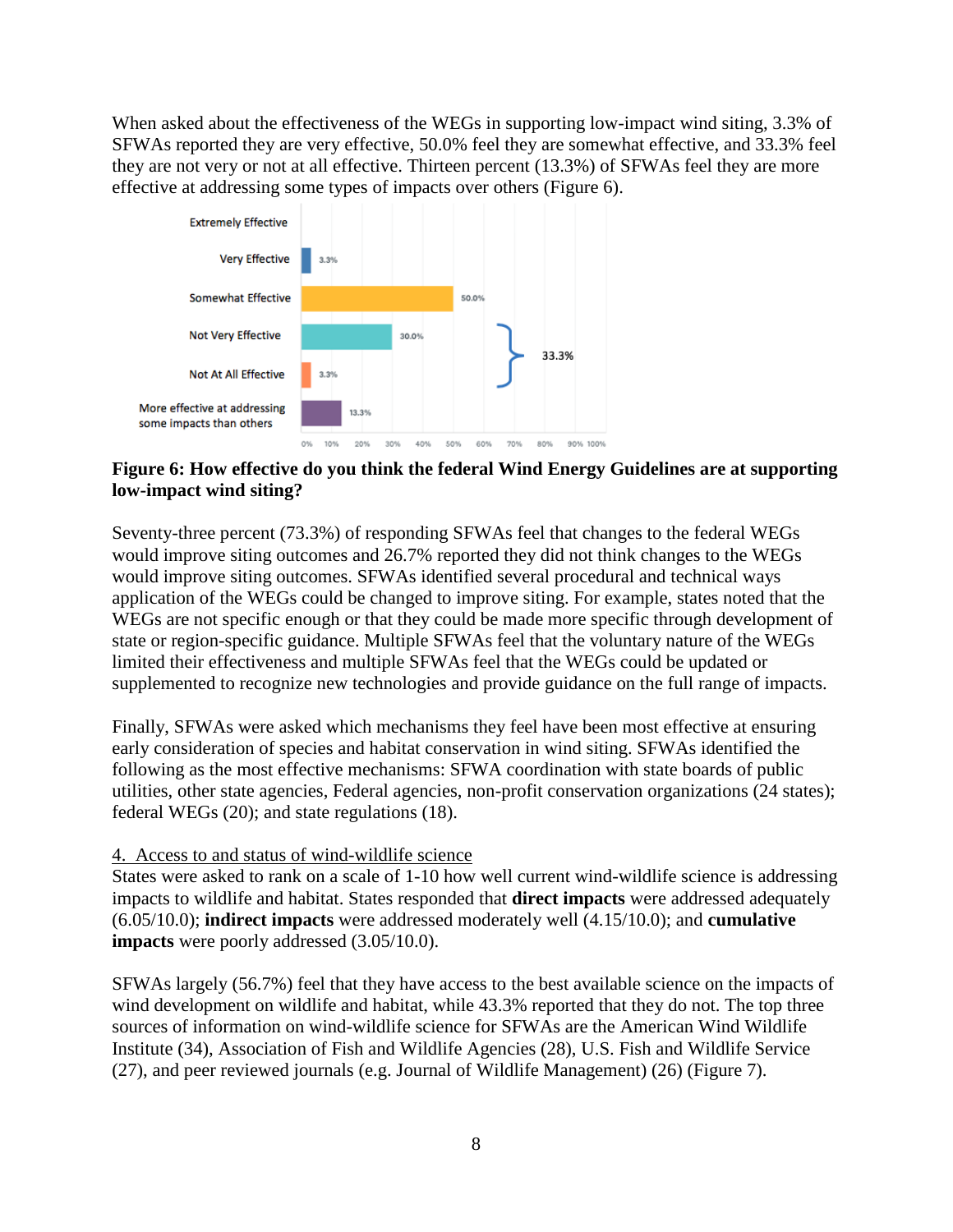When asked about the effectiveness of the WEGs in supporting low-impact wind siting, 3.3% of SFWAs reported they are very effective, 50.0% feel they are somewhat effective, and 33.3% feel they are not very or not at all effective. Thirteen percent (13.3%) of SFWAs feel they are more effective at addressing some types of impacts over others (Figure 6).

**Figure 6: How effective do you think the federal Wind Energy Guidelines are at supporting low-impact wind siting?**

Seventy-three percent (73.3%) of responding SFWAs feel that changes to the federal WEGs would improve siting outcomes and 26.7% reported they did not think changes to the WEGs would improve siting outcomes. SFWAs identified several procedural and technical ways application of the WEGs could be changed to improve siting. For example, states noted that the WEGs are not specific enough or that they could be made more specific through development of state or region-specific guidance. Multiple SFWAs feel that the voluntary nature of the WEGs limited their effectiveness and multiple SFWAs feel that the WEGs could be updated or supplemented to recognize new technologies and provide guidance on the full range of impacts.

Finally, SFWAs were asked which mechanisms they feel have been most effective at ensuring early consideration of species and habitat conservation in wind siting. SFWAs identified the following as the most effective mechanisms: SFWA coordination with state boards of public utilities, other state agencies, Federal agencies, non-profit conservation organizations (24 states); federal WEGs (20); and state regulations (18).

4. Access to and status of wind-wildlife science

States were asked to rank on a scale of 1-10 how well current wind-wildlife science is addressing impacts to wildlife and habitat. States responded that **direct impacts** were addressed adequately (6.05/10.0); **indirect impacts** were addressed moderately well (4.15/10.0); and **cumulative impacts** were poorly addressed (3.05/10.0).

SFWAs largely (56.7%) feel that they have access to the best available science on the impacts of wind development on wildlife and habitat, while 43.3% reported that they do not. The top three sources of information on wind-wildlife science for SFWAs are the American Wind Wildlife Institute (34), Association of Fish and Wildlife Agencies (28), U.S. Fish and Wildlife Service (27), and peer reviewed journals (e.g. Journal of Wildlife Management) (26) (Figure 7).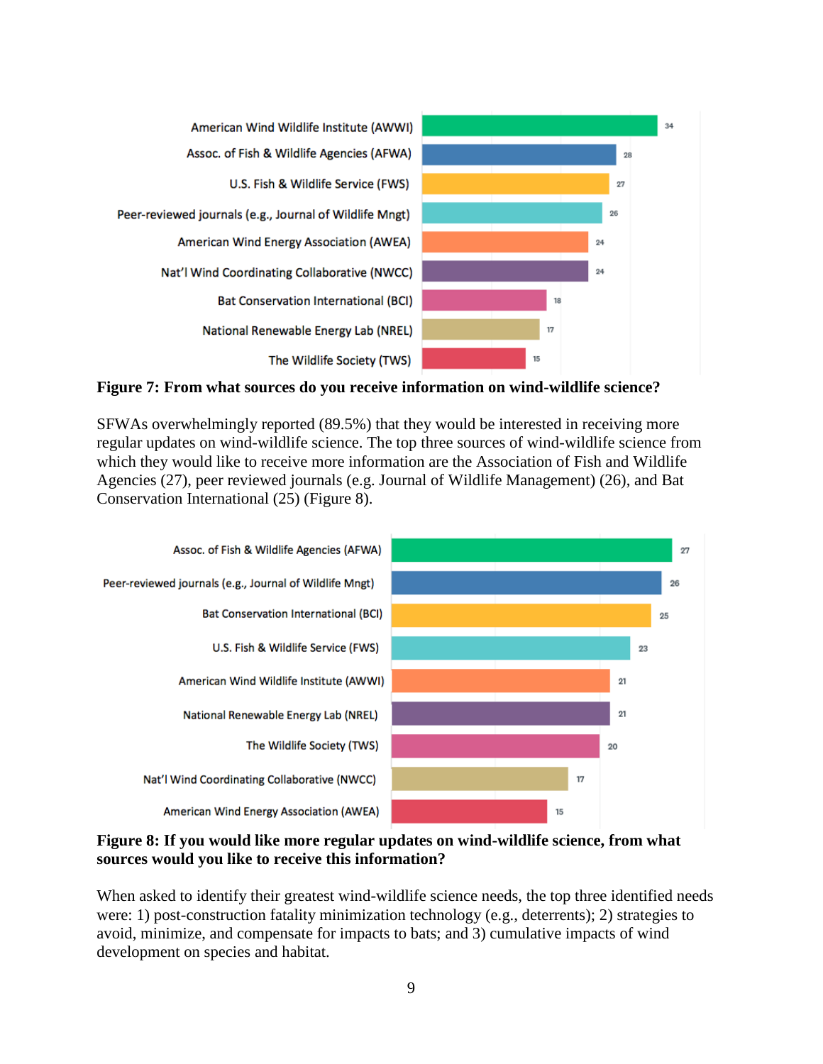| Source | Count |
|---|---|
| American Wind Wildlife Institute (AWWI) | 34 |
| Assoc. of Fish & Wildlife Agencies (AFWA) | 28 |
| U.S. Fish & Wildlife Service (FWS) | 27 |
| Peer-reviewed journals (e.g., Journal of Wildlife Mngt) | 26 |
| American Wind Energy Association (AWEA) | 24 |
| Nat'l Wind Coordinating Collaborative (NWCC) | 24 |
| Bat Conservation International (BCI) | 18 |
| National Renewable Energy Lab (NREL) | 17 |
| The Wildlife Society (TWS) | 15 |

**Figure 7: From what sources do you receive information on wind-wildlife science?**

SFWAs overwhelmingly reported (89.5%) that they would be interested in receiving more regular updates on wind-wildlife science. The top three sources of wind-wildlife science from which they would like to receive more information are the Association of Fish and Wildlife Agencies (27), peer reviewed journals (e.g. Journal of Wildlife Management) (26), and Bat Conservation International (25) (Figure 8).

| Source | Count |
|---|---|
| Assoc. of Fish & Wildlife Agencies (AFWA) | 27 |
| Peer-reviewed journals (e.g., Journal of Wildlife Mngt) | 26 |
| Bat Conservation International (BCI) | 25 |
| U.S. Fish & Wildlife Service (FWS) | 23 |
| American Wind Wildlife Institute (AWWI) | 21 |
| National Renewable Energy Lab (NREL) | 21 |
| The Wildlife Society (TWS) | 20 |
| Nat'l Wind Coordinating Collaborative (NWCC) | 17 |
| American Wind Energy Association (AWEA) | 15 |

**Figure 8: If you would like more regular updates on wind-wildlife science, from what sources would you like to receive this information?**

When asked to identify their greatest wind-wildlife science needs, the top three identified needs were: 1) post-construction fatality minimization technology (e.g., deterrents); 2) strategies to avoid, minimize, and compensate for impacts to bats; and 3) cumulative impacts of wind development on species and habitat.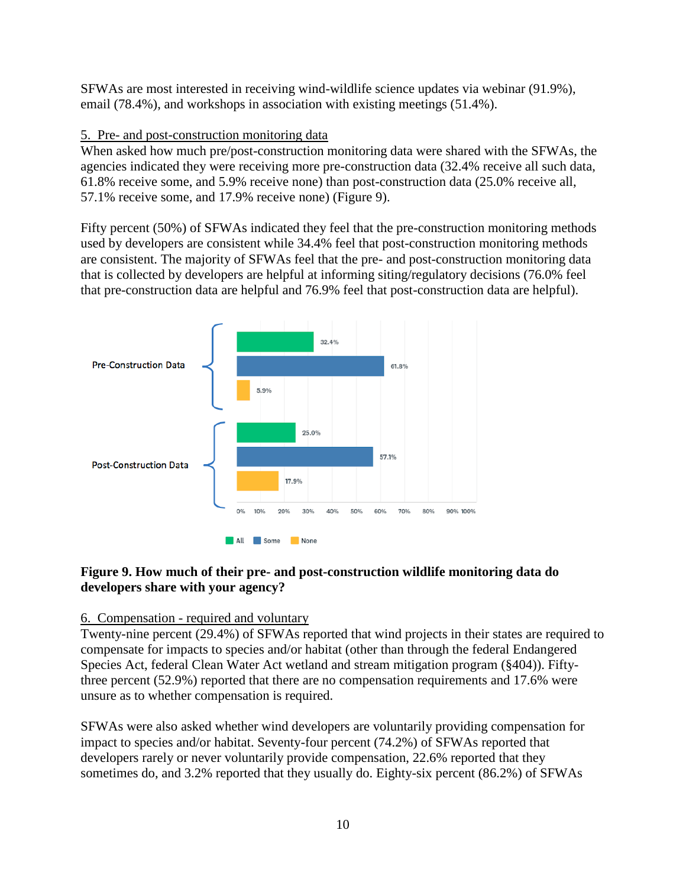SFWAs are most interested in receiving wind-wildlife science updates via webinar (91.9%), email (78.4%), and workshops in association with existing meetings (51.4%).

5. Pre- and post-construction monitoring data

When asked how much pre/post-construction monitoring data were shared with the SFWAs, the agencies indicated they were receiving more pre-construction data (32.4% receive all such data, 61.8% receive some, and 5.9% receive none) than post-construction data (25.0% receive all, 57.1% receive some, and 17.9% receive none) (Figure 9).

Fifty percent (50%) of SFWAs indicated they feel that the pre-construction monitoring methods used by developers are consistent while 34.4% feel that post-construction monitoring methods are consistent. The majority of SFWAs feel that the pre- and post-construction monitoring data that is collected by developers are helpful at informing siting/regulatory decisions (76.0% feel that pre-construction data are helpful and 76.9% feel that post-construction data are helpful).

| | All | Some | None |
|---|---|---|---|
| Pre-Construction Data | 32.4% | 61.8% | 5.9% |
| Post-Construction Data | 25.0% | 57.1% | 17.9% |

**Figure 9. How much of their pre- and post-construction wildlife monitoring data do developers share with your agency?**

6. Compensation - required and voluntary

Twenty-nine percent (29.4%) of SFWAs reported that wind projects in their states are required to compensate for impacts to species and/or habitat (other than through the federal Endangered Species Act, federal Clean Water Act wetland and stream mitigation program (§404)). Fifty-three percent (52.9%) reported that there are no compensation requirements and 17.6% were unsure as to whether compensation is required.

SFWAs were also asked whether wind developers are voluntarily providing compensation for impact to species and/or habitat. Seventy-four percent (74.2%) of SFWAs reported that developers rarely or never voluntarily provide compensation, 22.6% reported that they sometimes do, and 3.2% reported that they usually do. Eighty-six percent (86.2%) of SFWAs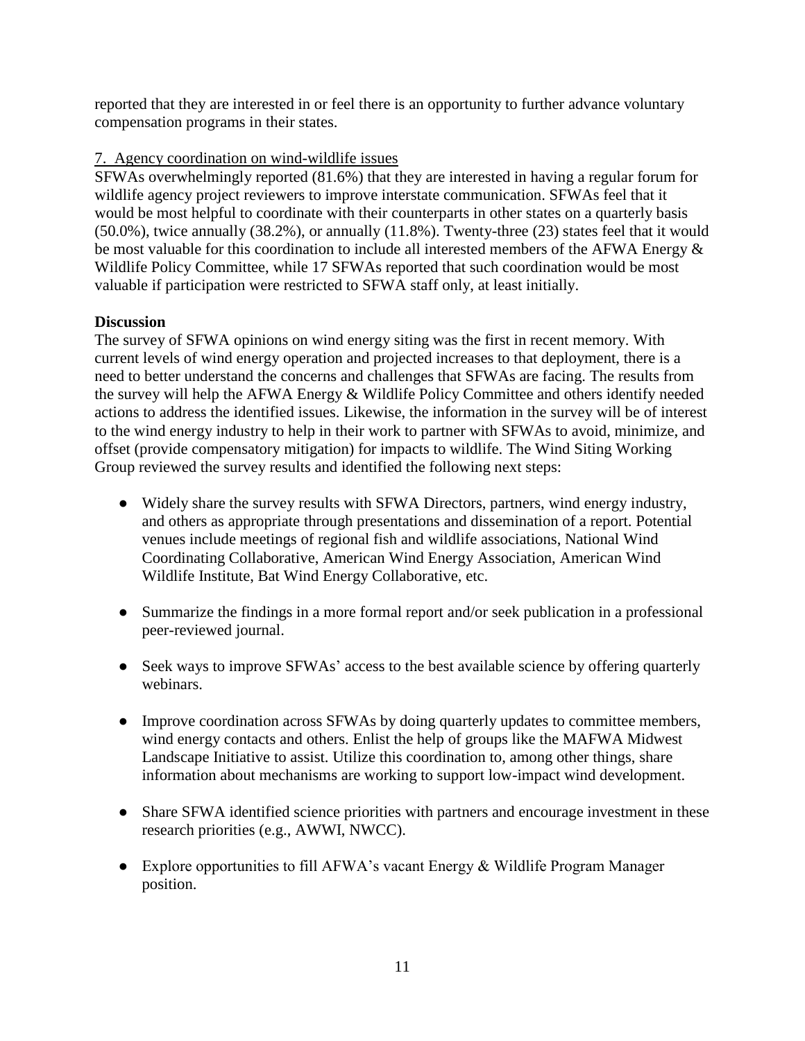reported that they are interested in or feel there is an opportunity to further advance voluntary compensation programs in their states.

7. Agency coordination on wind-wildlife issues

SFWAs overwhelmingly reported (81.6%) that they are interested in having a regular forum for wildlife agency project reviewers to improve interstate communication. SFWAs feel that it would be most helpful to coordinate with their counterparts in other states on a quarterly basis (50.0%), twice annually (38.2%), or annually (11.8%). Twenty-three (23) states feel that it would be most valuable for this coordination to include all interested members of the AFWA Energy & Wildlife Policy Committee, while 17 SFWAs reported that such coordination would be most valuable if participation were restricted to SFWA staff only, at least initially.

**Discussion**

The survey of SFWA opinions on wind energy siting was the first in recent memory. With current levels of wind energy operation and projected increases to that deployment, there is a need to better understand the concerns and challenges that SFWAs are facing. The results from the survey will help the AFWA Energy & Wildlife Policy Committee and others identify needed actions to address the identified issues. Likewise, the information in the survey will be of interest to the wind energy industry to help in their work to partner with SFWAs to avoid, minimize, and offset (provide compensatory mitigation) for impacts to wildlife. The Wind Siting Working Group reviewed the survey results and identified the following next steps:

- Widely share the survey results with SFWA Directors, partners, wind energy industry, and others as appropriate through presentations and dissemination of a report. Potential venues include meetings of regional fish and wildlife associations, National Wind Coordinating Collaborative, American Wind Energy Association, American Wind Wildlife Institute, Bat Wind Energy Collaborative, etc.

- Summarize the findings in a more formal report and/or seek publication in a professional peer-reviewed journal.

- Seek ways to improve SFWAs' access to the best available science by offering quarterly webinars.

- Improve coordination across SFWAs by doing quarterly updates to committee members, wind energy contacts and others. Enlist the help of groups like the MAFWA Midwest Landscape Initiative to assist. Utilize this coordination to, among other things, share information about mechanisms are working to support low-impact wind development.

- Share SFWA identified science priorities with partners and encourage investment in these research priorities (e.g., AWWI, NWCC).

- Explore opportunities to fill AFWA's vacant Energy & Wildlife Program Manager position.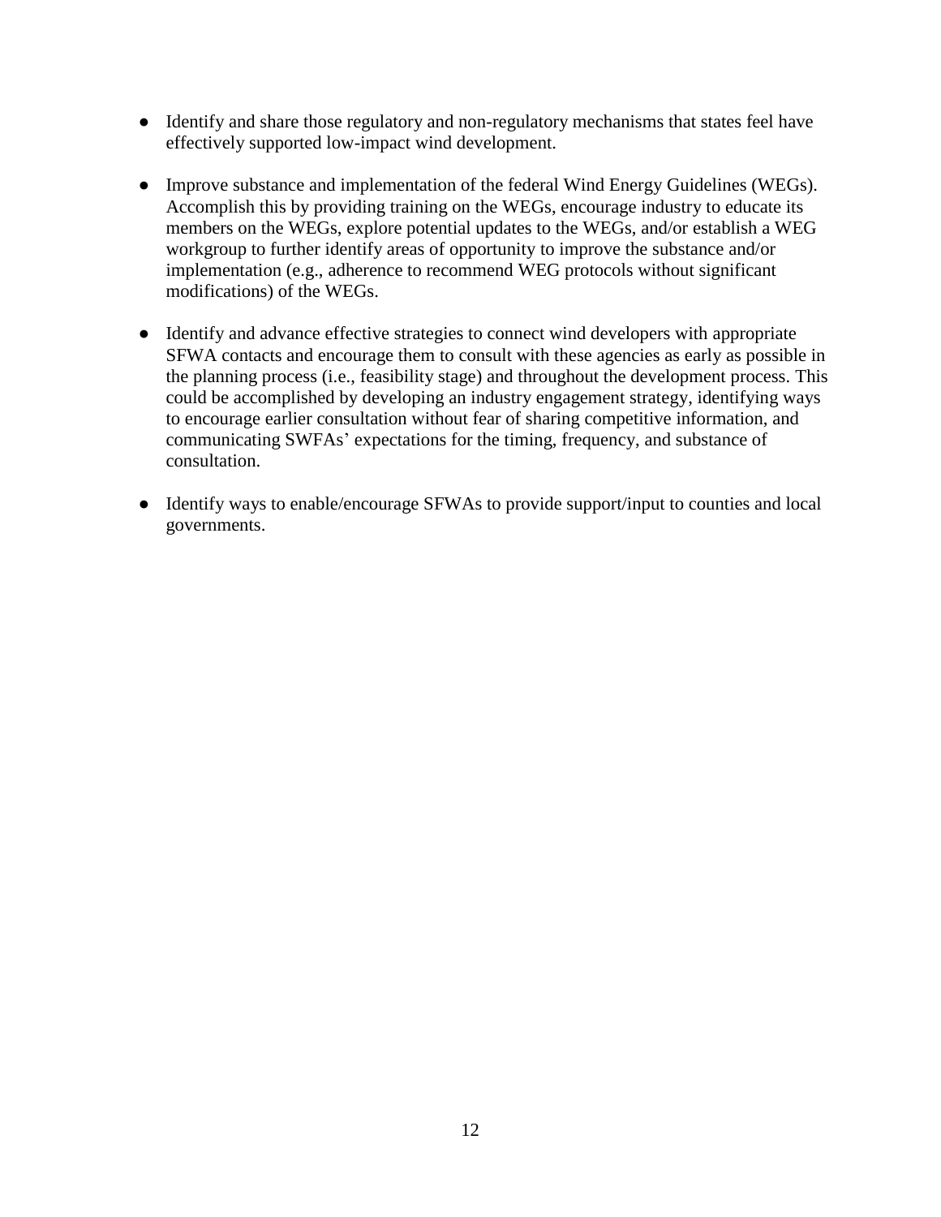- Identify and share those regulatory and non-regulatory mechanisms that states feel have effectively supported low-impact wind development.

- Improve substance and implementation of the federal Wind Energy Guidelines (WEGs). Accomplish this by providing training on the WEGs, encourage industry to educate its members on the WEGs, explore potential updates to the WEGs, and/or establish a WEG workgroup to further identify areas of opportunity to improve the substance and/or implementation (e.g., adherence to recommend WEG protocols without significant modifications) of the WEGs.

- Identify and advance effective strategies to connect wind developers with appropriate SFWA contacts and encourage them to consult with these agencies as early as possible in the planning process (i.e., feasibility stage) and throughout the development process. This could be accomplished by developing an industry engagement strategy, identifying ways to encourage earlier consultation without fear of sharing competitive information, and communicating SWFAs' expectations for the timing, frequency, and substance of consultation.

- Identify ways to enable/encourage SFWAs to provide support/input to counties and local governments.